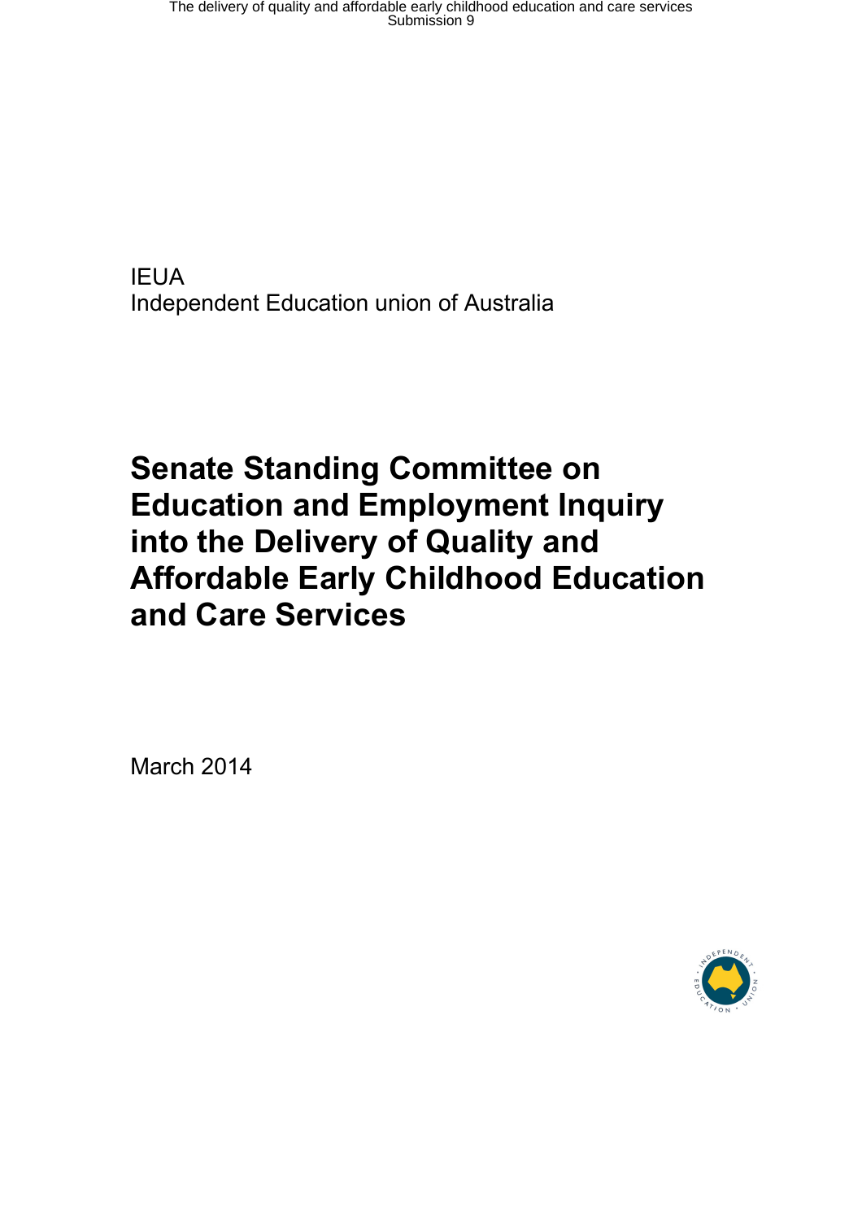IEUA
Independent Education union of Australia

# Senate Standing Committee on Education and Employment Inquiry into the Delivery of Quality and Affordable Early Childhood Education and Care Services

March 2014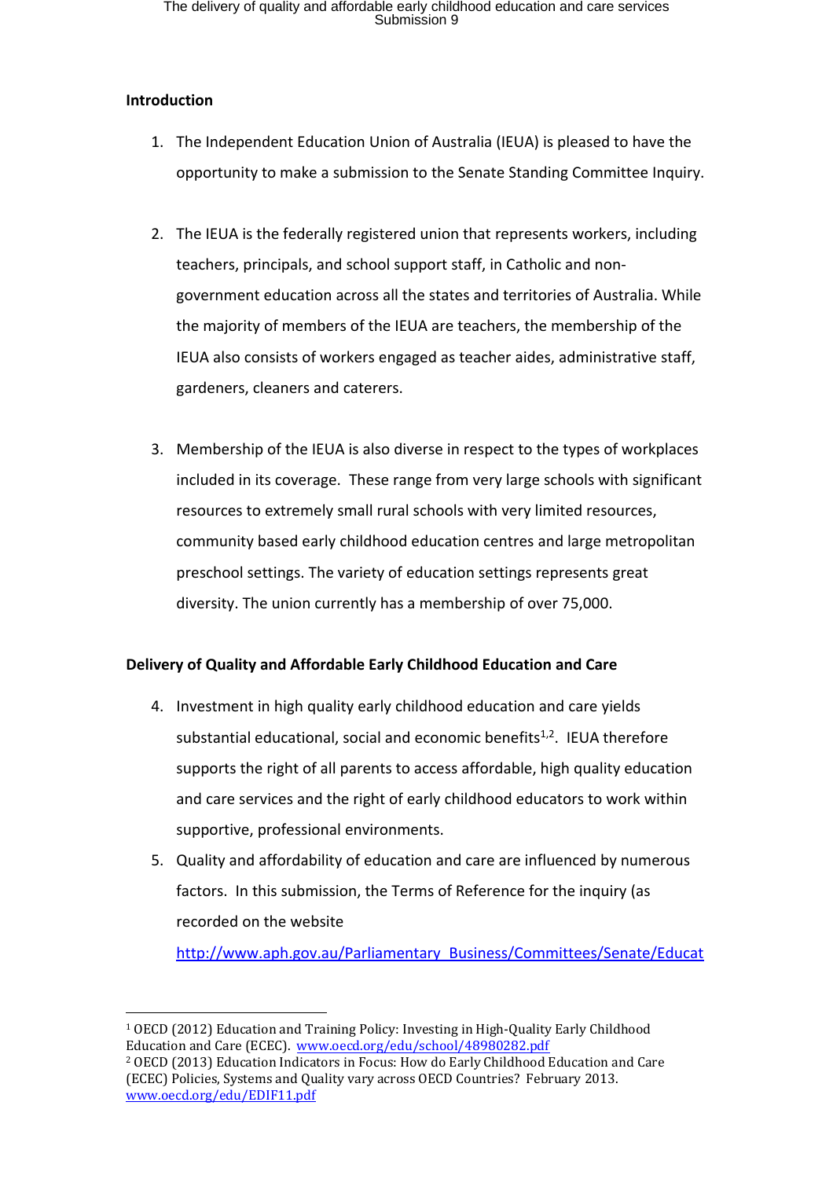## Introduction

1. The Independent Education Union of Australia (IEUA) is pleased to have the opportunity to make a submission to the Senate Standing Committee Inquiry.

2. The IEUA is the federally registered union that represents workers, including teachers, principals, and school support staff, in Catholic and non-government education across all the states and territories of Australia. While the majority of members of the IEUA are teachers, the membership of the IEUA also consists of workers engaged as teacher aides, administrative staff, gardeners, cleaners and caterers.

3. Membership of the IEUA is also diverse in respect to the types of workplaces included in its coverage. These range from very large schools with significant resources to extremely small rural schools with very limited resources, community based early childhood education centres and large metropolitan preschool settings. The variety of education settings represents great diversity. The union currently has a membership of over 75,000.

## Delivery of Quality and Affordable Early Childhood Education and Care

4. Investment in high quality early childhood education and care yields substantial educational, social and economic benefits[1,2]. IEUA therefore supports the right of all parents to access affordable, high quality education and care services and the right of early childhood educators to work within supportive, professional environments.

5. Quality and affordability of education and care are influenced by numerous factors. In this submission, the Terms of Reference for the inquiry (as recorded on the website http://www.aph.gov.au/Parliamentary_Business/Committees/Senate/Educat

---

[1] OECD (2012) Education and Training Policy: Investing in High-Quality Early Childhood Education and Care (ECEC). www.oecd.org/edu/school/48980282.pdf

[2] OECD (2013) Education Indicators in Focus: How do Early Childhood Education and Care (ECEC) Policies, Systems and Quality vary across OECD Countries? February 2013. www.oecd.org/edu/EDIF11.pdf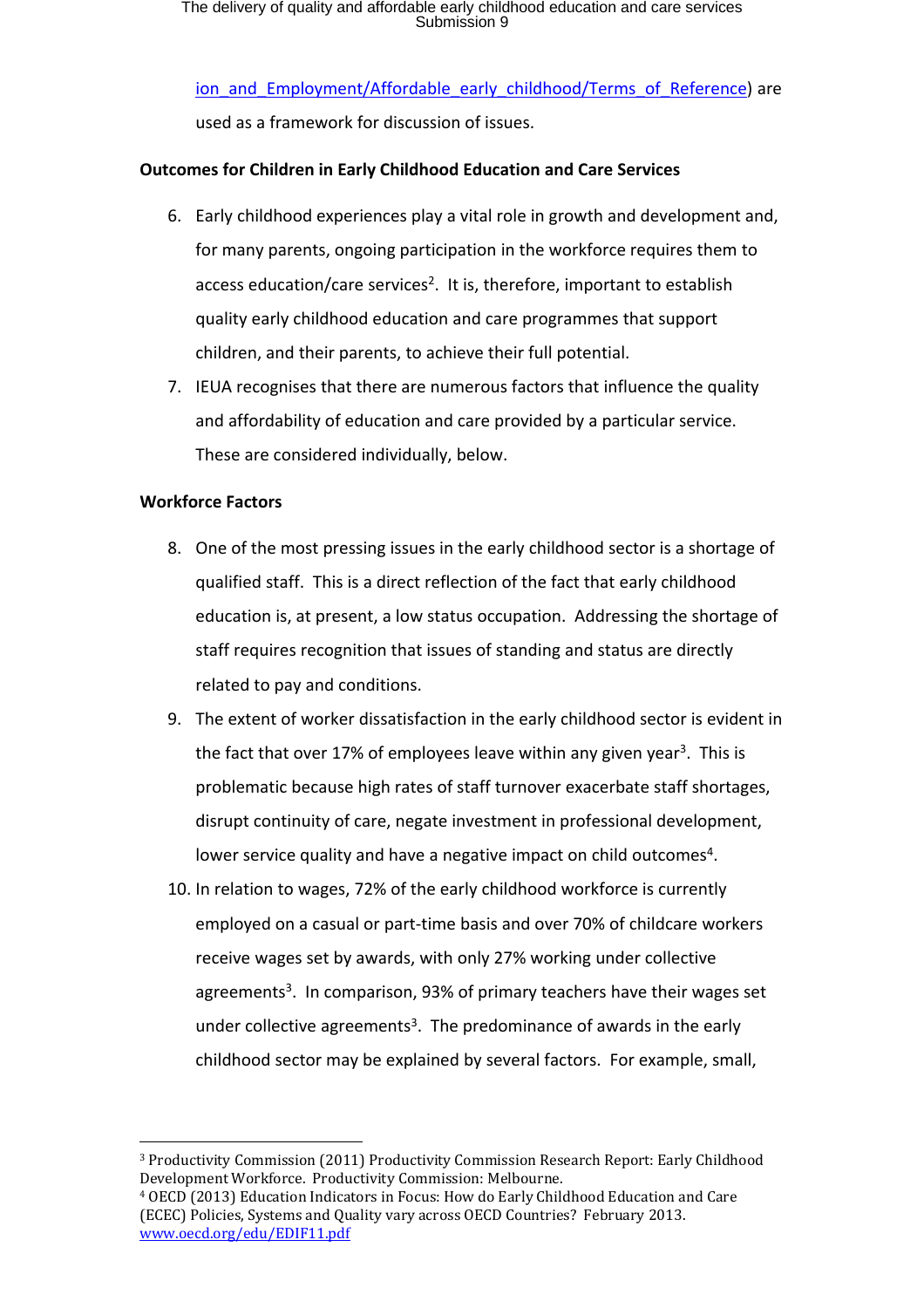ion_and_Employment/Affordable_early_childhood/Terms_of_Reference) are used as a framework for discussion of issues.

**Outcomes for Children in Early Childhood Education and Care Services**

6. Early childhood experiences play a vital role in growth and development and, for many parents, ongoing participation in the workforce requires them to access education/care services[2]. It is, therefore, important to establish quality early childhood education and care programmes that support children, and their parents, to achieve their full potential.
7. IEUA recognises that there are numerous factors that influence the quality and affordability of education and care provided by a particular service. These are considered individually, below.

**Workforce Factors**

8. One of the most pressing issues in the early childhood sector is a shortage of qualified staff. This is a direct reflection of the fact that early childhood education is, at present, a low status occupation. Addressing the shortage of staff requires recognition that issues of standing and status are directly related to pay and conditions.
9. The extent of worker dissatisfaction in the early childhood sector is evident in the fact that over 17% of employees leave within any given year[3]. This is problematic because high rates of staff turnover exacerbate staff shortages, disrupt continuity of care, negate investment in professional development, lower service quality and have a negative impact on child outcomes[4].
10. In relation to wages, 72% of the early childhood workforce is currently employed on a casual or part-time basis and over 70% of childcare workers receive wages set by awards, with only 27% working under collective agreements[3]. In comparison, 93% of primary teachers have their wages set under collective agreements[3]. The predominance of awards in the early childhood sector may be explained by several factors. For example, small,

---

[3] Productivity Commission (2011) Productivity Commission Research Report: Early Childhood Development Workforce. Productivity Commission: Melbourne.

[4] OECD (2013) Education Indicators in Focus: How do Early Childhood Education and Care (ECEC) Policies, Systems and Quality vary across OECD Countries? February 2013. www.oecd.org/edu/EDIF11.pdf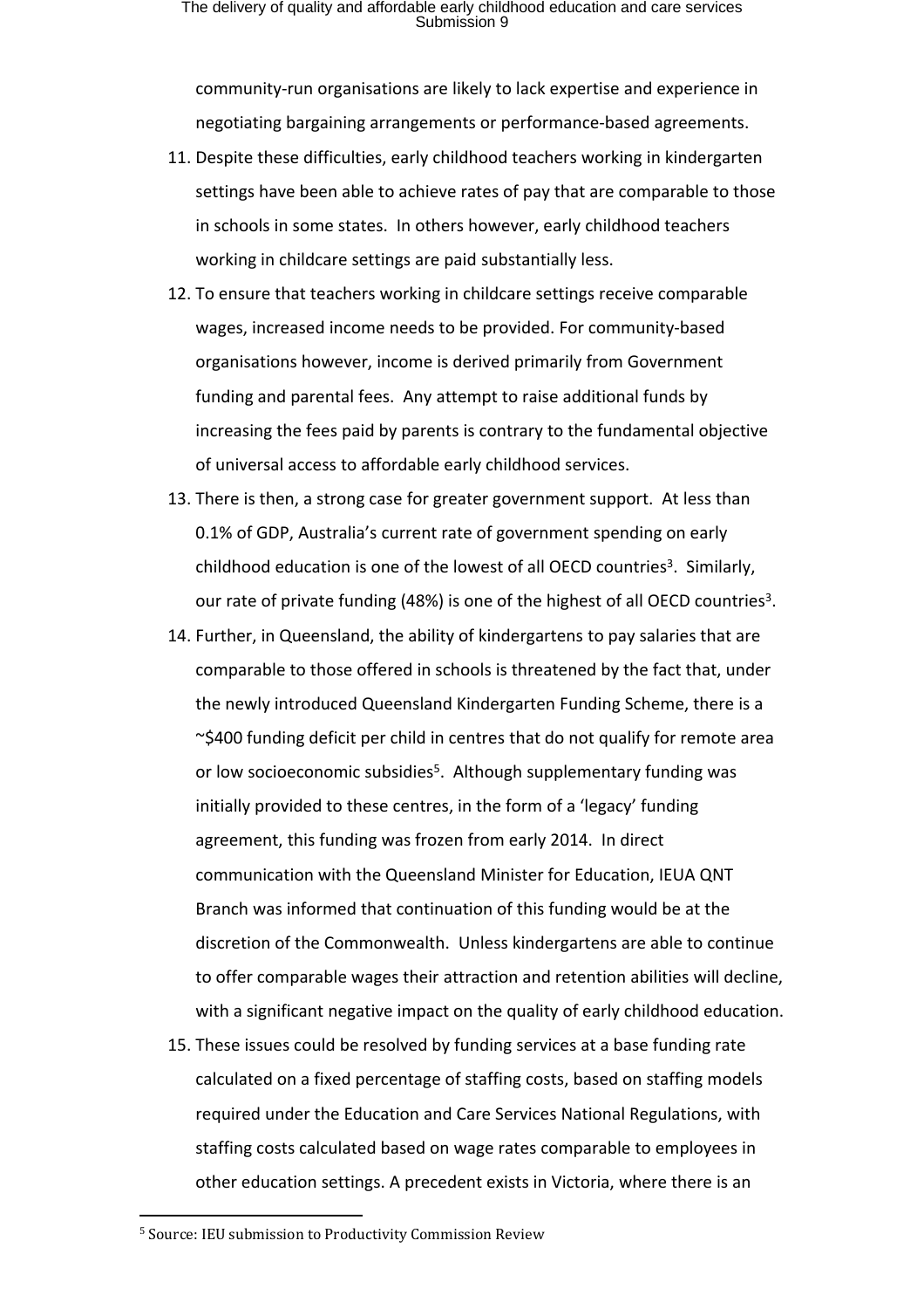community-run organisations are likely to lack expertise and experience in negotiating bargaining arrangements or performance-based agreements.

11. Despite these difficulties, early childhood teachers working in kindergarten settings have been able to achieve rates of pay that are comparable to those in schools in some states. In others however, early childhood teachers working in childcare settings are paid substantially less.
12. To ensure that teachers working in childcare settings receive comparable wages, increased income needs to be provided. For community-based organisations however, income is derived primarily from Government funding and parental fees. Any attempt to raise additional funds by increasing the fees paid by parents is contrary to the fundamental objective of universal access to affordable early childhood services.
13. There is then, a strong case for greater government support. At less than 0.1% of GDP, Australia's current rate of government spending on early childhood education is one of the lowest of all OECD countries[3]. Similarly, our rate of private funding (48%) is one of the highest of all OECD countries[3].
14. Further, in Queensland, the ability of kindergartens to pay salaries that are comparable to those offered in schools is threatened by the fact that, under the newly introduced Queensland Kindergarten Funding Scheme, there is a ~$400 funding deficit per child in centres that do not qualify for remote area or low socioeconomic subsidies[5]. Although supplementary funding was initially provided to these centres, in the form of a 'legacy' funding agreement, this funding was frozen from early 2014. In direct communication with the Queensland Minister for Education, IEUA QNT Branch was informed that continuation of this funding would be at the discretion of the Commonwealth. Unless kindergartens are able to continue to offer comparable wages their attraction and retention abilities will decline, with a significant negative impact on the quality of early childhood education.
15. These issues could be resolved by funding services at a base funding rate calculated on a fixed percentage of staffing costs, based on staffing models required under the Education and Care Services National Regulations, with staffing costs calculated based on wage rates comparable to employees in other education settings. A precedent exists in Victoria, where there is an

[5] Source: IEU submission to Productivity Commission Review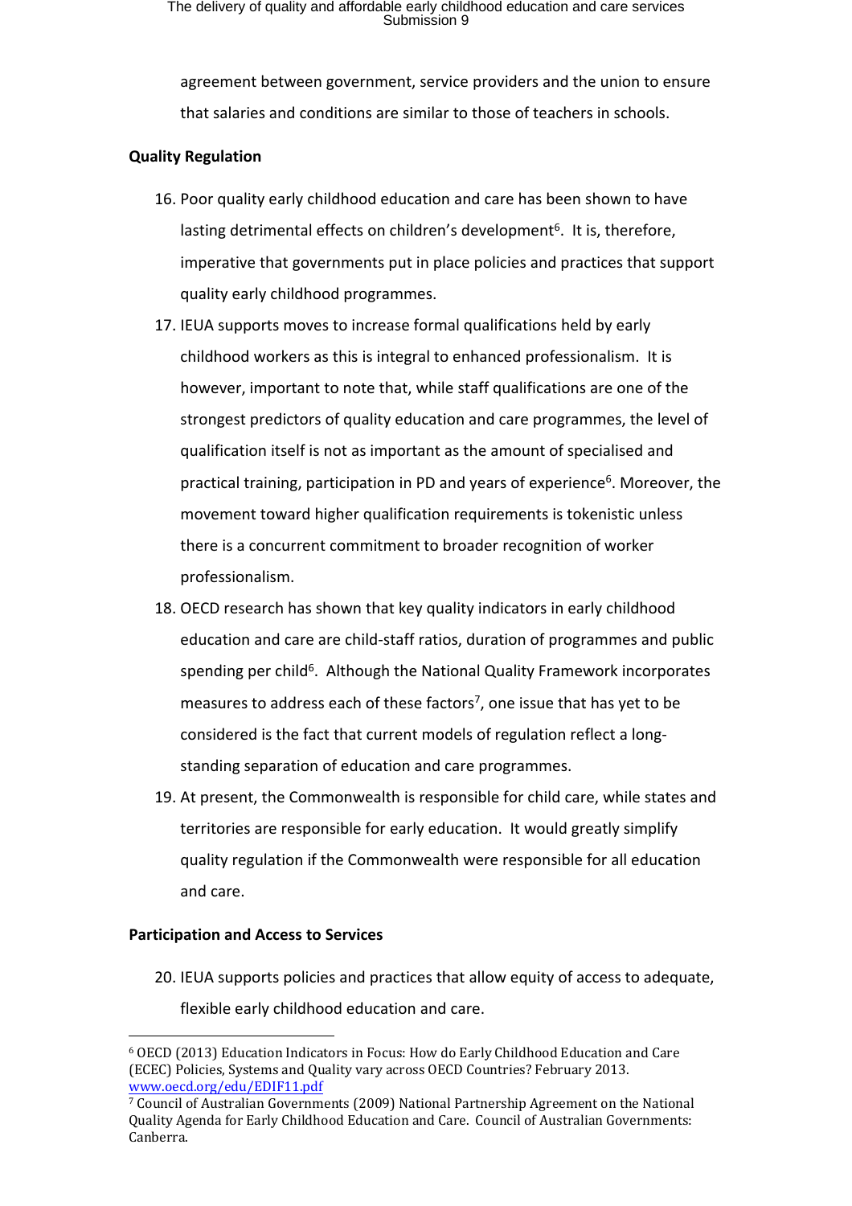agreement between government, service providers and the union to ensure that salaries and conditions are similar to those of teachers in schools.

**Quality Regulation**

16. Poor quality early childhood education and care has been shown to have lasting detrimental effects on children's development[6]. It is, therefore, imperative that governments put in place policies and practices that support quality early childhood programmes.
17. IEUA supports moves to increase formal qualifications held by early childhood workers as this is integral to enhanced professionalism. It is however, important to note that, while staff qualifications are one of the strongest predictors of quality education and care programmes, the level of qualification itself is not as important as the amount of specialised and practical training, participation in PD and years of experience[6]. Moreover, the movement toward higher qualification requirements is tokenistic unless there is a concurrent commitment to broader recognition of worker professionalism.
18. OECD research has shown that key quality indicators in early childhood education and care are child-staff ratios, duration of programmes and public spending per child[6]. Although the National Quality Framework incorporates measures to address each of these factors[7], one issue that has yet to be considered is the fact that current models of regulation reflect a long-standing separation of education and care programmes.
19. At present, the Commonwealth is responsible for child care, while states and territories are responsible for early education. It would greatly simplify quality regulation if the Commonwealth were responsible for all education and care.

**Participation and Access to Services**

20. IEUA supports policies and practices that allow equity of access to adequate, flexible early childhood education and care.

---

[6] OECD (2013) Education Indicators in Focus: How do Early Childhood Education and Care (ECEC) Policies, Systems and Quality vary across OECD Countries? February 2013. www.oecd.org/edu/EDIF11.pdf

[7] Council of Australian Governments (2009) National Partnership Agreement on the National Quality Agenda for Early Childhood Education and Care. Council of Australian Governments: Canberra.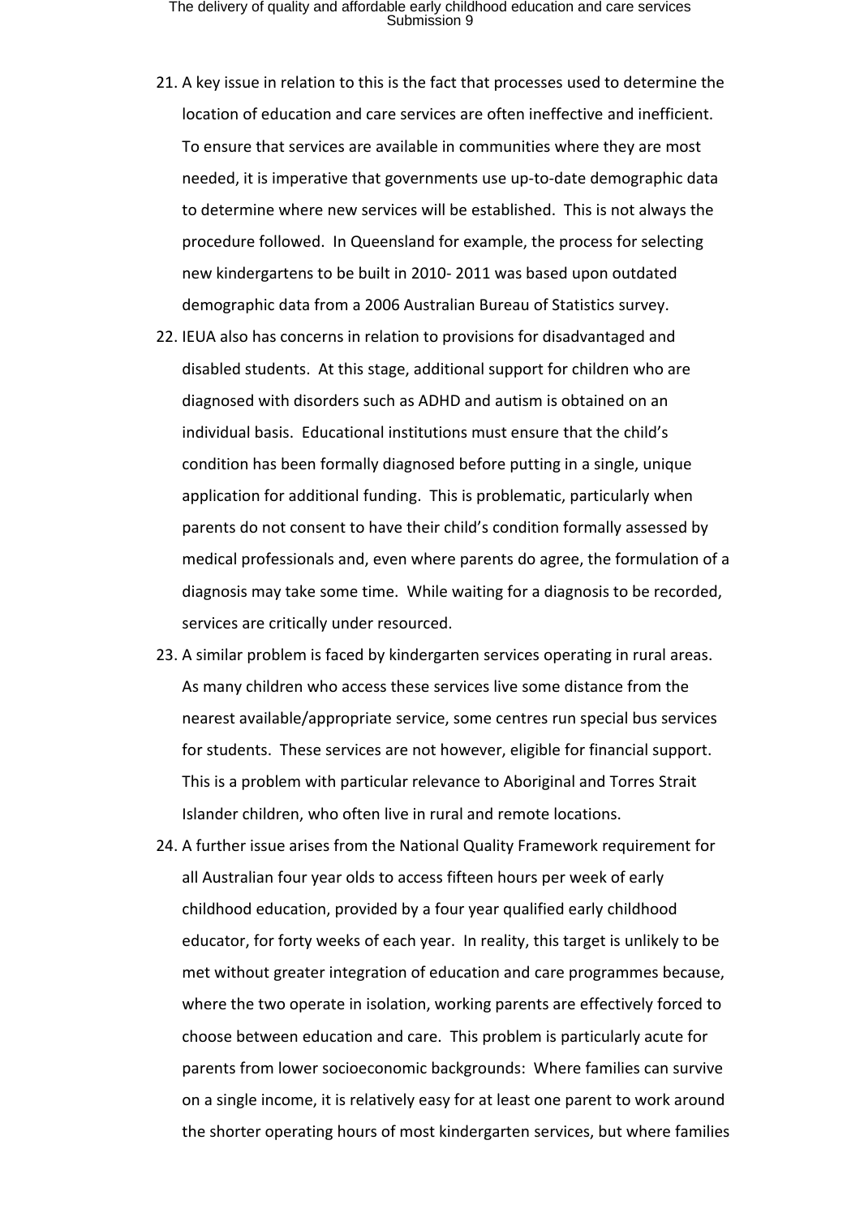21. A key issue in relation to this is the fact that processes used to determine the location of education and care services are often ineffective and inefficient. To ensure that services are available in communities where they are most needed, it is imperative that governments use up-to-date demographic data to determine where new services will be established. This is not always the procedure followed. In Queensland for example, the process for selecting new kindergartens to be built in 2010- 2011 was based upon outdated demographic data from a 2006 Australian Bureau of Statistics survey.
22. IEUA also has concerns in relation to provisions for disadvantaged and disabled students. At this stage, additional support for children who are diagnosed with disorders such as ADHD and autism is obtained on an individual basis. Educational institutions must ensure that the child's condition has been formally diagnosed before putting in a single, unique application for additional funding. This is problematic, particularly when parents do not consent to have their child's condition formally assessed by medical professionals and, even where parents do agree, the formulation of a diagnosis may take some time. While waiting for a diagnosis to be recorded, services are critically under resourced.
23. A similar problem is faced by kindergarten services operating in rural areas. As many children who access these services live some distance from the nearest available/appropriate service, some centres run special bus services for students. These services are not however, eligible for financial support. This is a problem with particular relevance to Aboriginal and Torres Strait Islander children, who often live in rural and remote locations.
24. A further issue arises from the National Quality Framework requirement for all Australian four year olds to access fifteen hours per week of early childhood education, provided by a four year qualified early childhood educator, for forty weeks of each year. In reality, this target is unlikely to be met without greater integration of education and care programmes because, where the two operate in isolation, working parents are effectively forced to choose between education and care. This problem is particularly acute for parents from lower socioeconomic backgrounds: Where families can survive on a single income, it is relatively easy for at least one parent to work around the shorter operating hours of most kindergarten services, but where families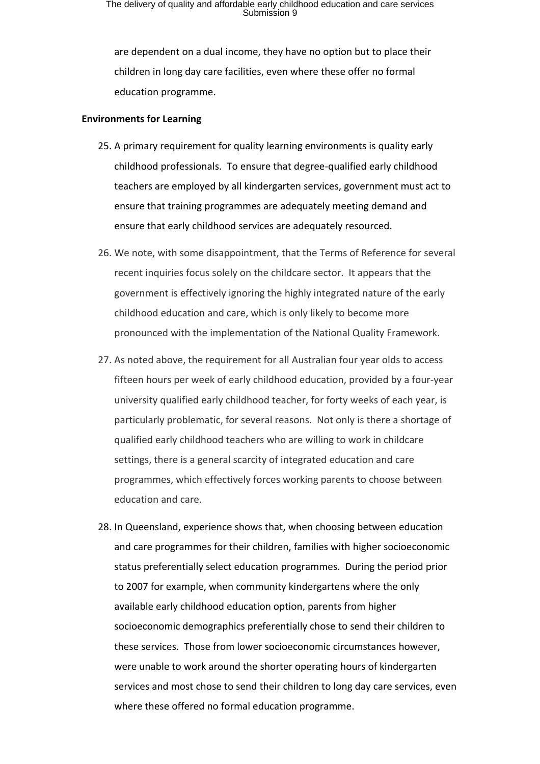are dependent on a dual income, they have no option but to place their children in long day care facilities, even where these offer no formal education programme.

**Environments for Learning**

25. A primary requirement for quality learning environments is quality early childhood professionals. To ensure that degree-qualified early childhood teachers are employed by all kindergarten services, government must act to ensure that training programmes are adequately meeting demand and ensure that early childhood services are adequately resourced.

26. We note, with some disappointment, that the Terms of Reference for several recent inquiries focus solely on the childcare sector. It appears that the government is effectively ignoring the highly integrated nature of the early childhood education and care, which is only likely to become more pronounced with the implementation of the National Quality Framework.

27. As noted above, the requirement for all Australian four year olds to access fifteen hours per week of early childhood education, provided by a four-year university qualified early childhood teacher, for forty weeks of each year, is particularly problematic, for several reasons. Not only is there a shortage of qualified early childhood teachers who are willing to work in childcare settings, there is a general scarcity of integrated education and care programmes, which effectively forces working parents to choose between education and care.

28. In Queensland, experience shows that, when choosing between education and care programmes for their children, families with higher socioeconomic status preferentially select education programmes. During the period prior to 2007 for example, when community kindergartens where the only available early childhood education option, parents from higher socioeconomic demographics preferentially chose to send their children to these services. Those from lower socioeconomic circumstances however, were unable to work around the shorter operating hours of kindergarten services and most chose to send their children to long day care services, even where these offered no formal education programme.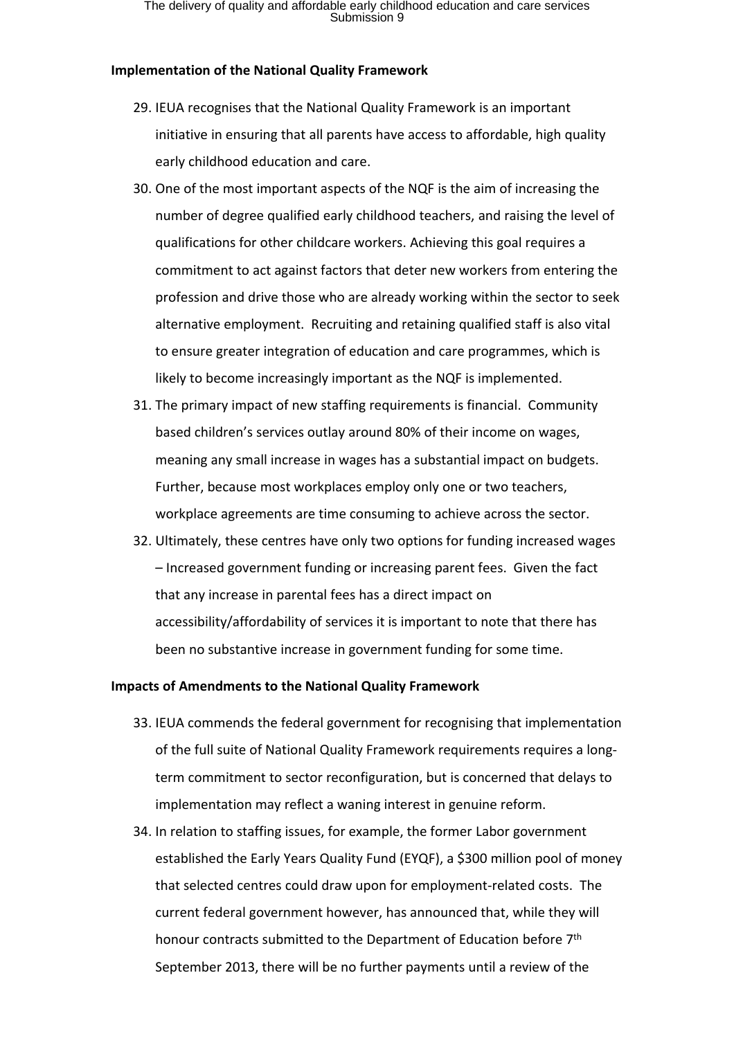**Implementation of the National Quality Framework**

29. IEUA recognises that the National Quality Framework is an important initiative in ensuring that all parents have access to affordable, high quality early childhood education and care.
30. One of the most important aspects of the NQF is the aim of increasing the number of degree qualified early childhood teachers, and raising the level of qualifications for other childcare workers. Achieving this goal requires a commitment to act against factors that deter new workers from entering the profession and drive those who are already working within the sector to seek alternative employment. Recruiting and retaining qualified staff is also vital to ensure greater integration of education and care programmes, which is likely to become increasingly important as the NQF is implemented.
31. The primary impact of new staffing requirements is financial. Community based children's services outlay around 80% of their income on wages, meaning any small increase in wages has a substantial impact on budgets. Further, because most workplaces employ only one or two teachers, workplace agreements are time consuming to achieve across the sector.
32. Ultimately, these centres have only two options for funding increased wages – Increased government funding or increasing parent fees. Given the fact that any increase in parental fees has a direct impact on accessibility/affordability of services it is important to note that there has been no substantive increase in government funding for some time.

**Impacts of Amendments to the National Quality Framework**

33. IEUA commends the federal government for recognising that implementation of the full suite of National Quality Framework requirements requires a long-term commitment to sector reconfiguration, but is concerned that delays to implementation may reflect a waning interest in genuine reform.
34. In relation to staffing issues, for example, the former Labor government established the Early Years Quality Fund (EYQF), a $300 million pool of money that selected centres could draw upon for employment-related costs. The current federal government however, has announced that, while they will honour contracts submitted to the Department of Education before 7th September 2013, there will be no further payments until a review of the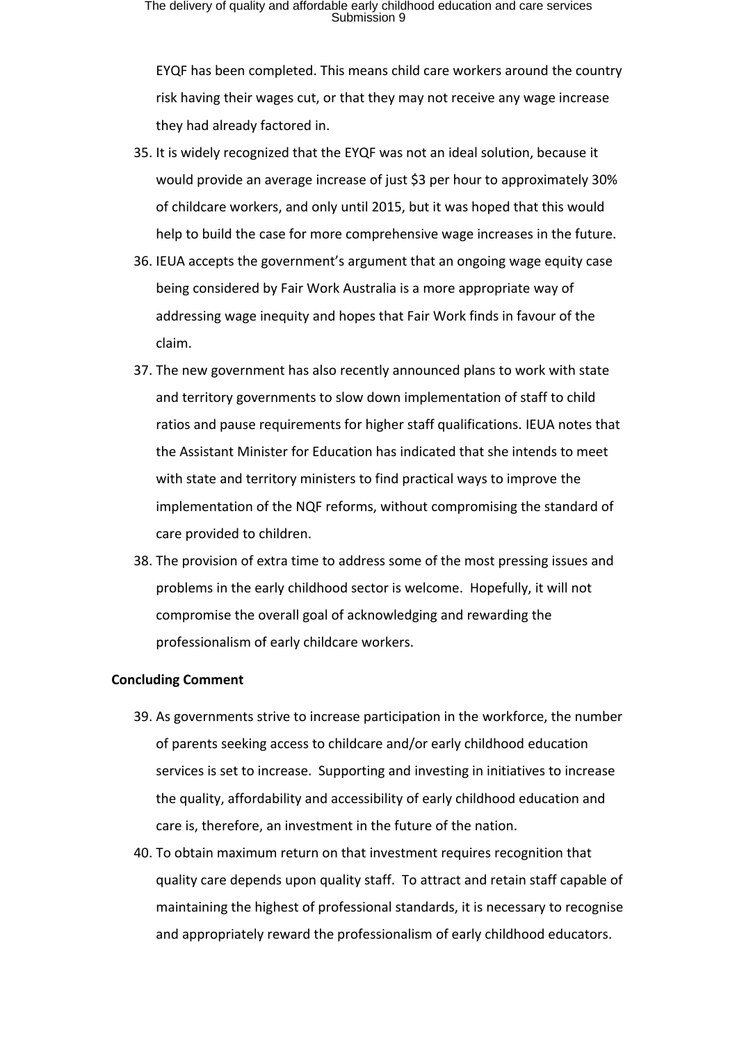EYQF has been completed. This means child care workers around the country risk having their wages cut, or that they may not receive any wage increase they had already factored in.

35. It is widely recognized that the EYQF was not an ideal solution, because it would provide an average increase of just $3 per hour to approximately 30% of childcare workers, and only until 2015, but it was hoped that this would help to build the case for more comprehensive wage increases in the future.
36. IEUA accepts the government's argument that an ongoing wage equity case being considered by Fair Work Australia is a more appropriate way of addressing wage inequity and hopes that Fair Work finds in favour of the claim.
37. The new government has also recently announced plans to work with state and territory governments to slow down implementation of staff to child ratios and pause requirements for higher staff qualifications. IEUA notes that the Assistant Minister for Education has indicated that she intends to meet with state and territory ministers to find practical ways to improve the implementation of the NQF reforms, without compromising the standard of care provided to children.
38. The provision of extra time to address some of the most pressing issues and problems in the early childhood sector is welcome. Hopefully, it will not compromise the overall goal of acknowledging and rewarding the professionalism of early childcare workers.

**Concluding Comment**

39. As governments strive to increase participation in the workforce, the number of parents seeking access to childcare and/or early childhood education services is set to increase. Supporting and investing in initiatives to increase the quality, affordability and accessibility of early childhood education and care is, therefore, an investment in the future of the nation.
40. To obtain maximum return on that investment requires recognition that quality care depends upon quality staff. To attract and retain staff capable of maintaining the highest of professional standards, it is necessary to recognise and appropriately reward the professionalism of early childhood educators.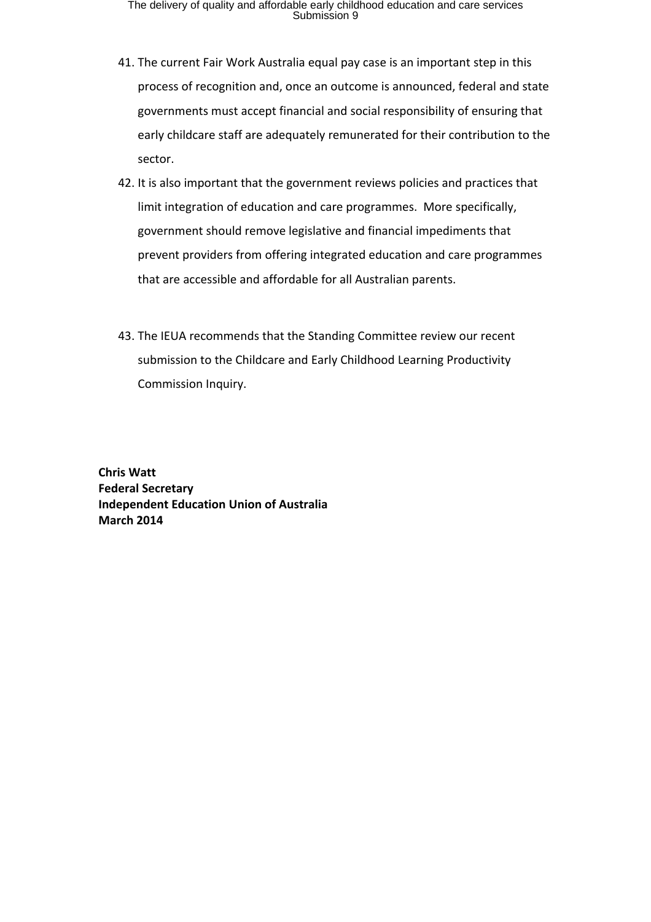41. The current Fair Work Australia equal pay case is an important step in this process of recognition and, once an outcome is announced, federal and state governments must accept financial and social responsibility of ensuring that early childcare staff are adequately remunerated for their contribution to the sector.
42. It is also important that the government reviews policies and practices that limit integration of education and care programmes. More specifically, government should remove legislative and financial impediments that prevent providers from offering integrated education and care programmes that are accessible and affordable for all Australian parents.
43. The IEUA recommends that the Standing Committee review our recent submission to the Childcare and Early Childhood Learning Productivity Commission Inquiry.

**Chris Watt**
**Federal Secretary**
**Independent Education Union of Australia**
**March 2014**